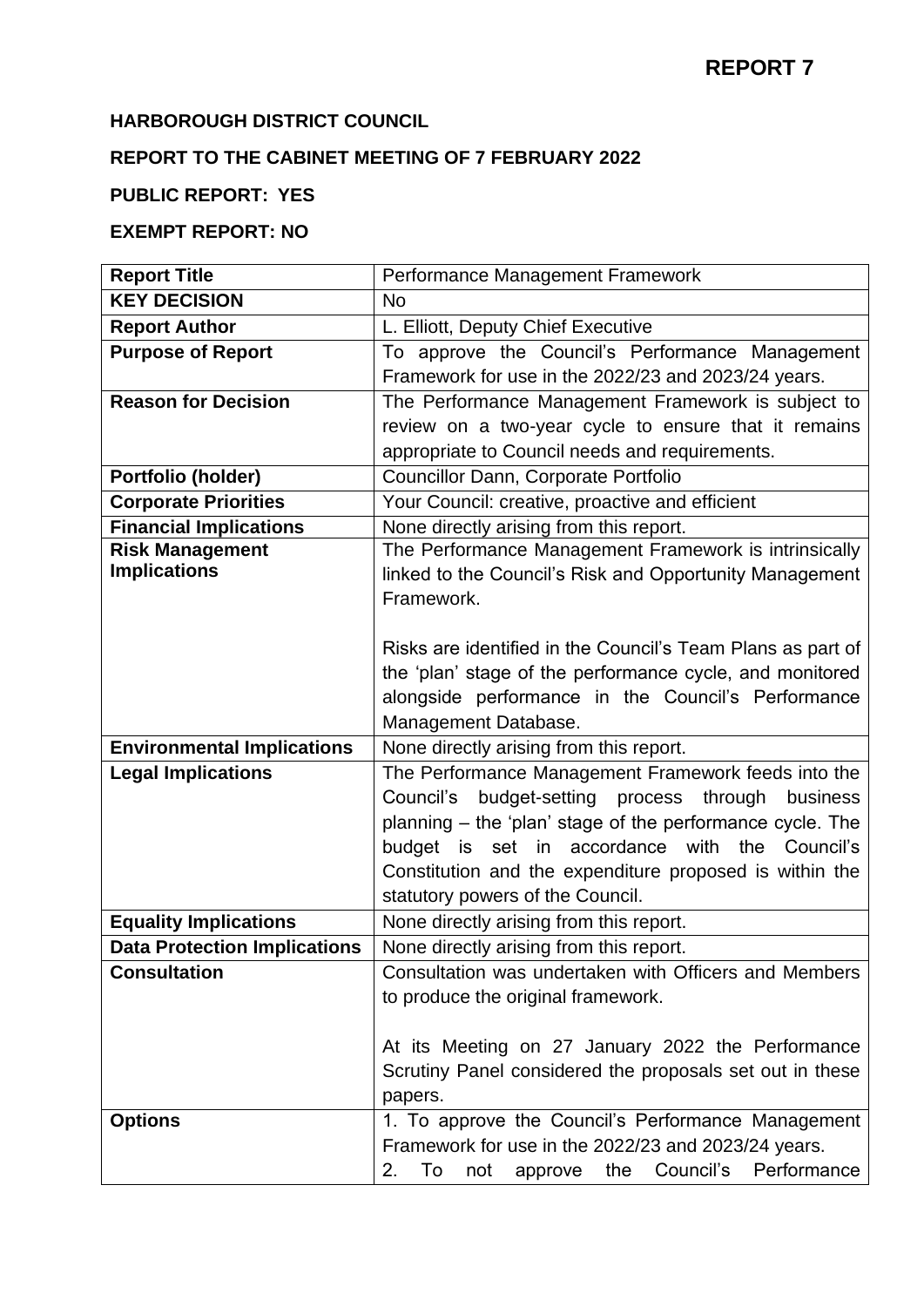**REPORT 7**

**HARBOROUGH DISTRICT COUNCIL**

**REPORT TO THE CABINET MEETING OF 7 FEBRUARY 2022**

**PUBLIC REPORT: YES**

**EXEMPT REPORT: NO**

| **Report Title** | Performance Management Framework |
|---|---|
| **KEY DECISION** | No |
| **Report Author** | L. Elliott, Deputy Chief Executive |
| **Purpose of Report** | To approve the Council's Performance Management Framework for use in the 2022/23 and 2023/24 years. |
| **Reason for Decision** | The Performance Management Framework is subject to review on a two-year cycle to ensure that it remains appropriate to Council needs and requirements. |
| **Portfolio (holder)** | Councillor Dann, Corporate Portfolio |
| **Corporate Priorities** | Your Council: creative, proactive and efficient |
| **Financial Implications** | None directly arising from this report. |
| **Risk Management Implications** | The Performance Management Framework is intrinsically linked to the Council's Risk and Opportunity Management Framework.<br><br>Risks are identified in the Council's Team Plans as part of the 'plan' stage of the performance cycle, and monitored alongside performance in the Council's Performance Management Database. |
| **Environmental Implications** | None directly arising from this report. |
| **Legal Implications** | The Performance Management Framework feeds into the Council's budget-setting process through business planning – the 'plan' stage of the performance cycle. The budget is set in accordance with the Council's Constitution and the expenditure proposed is within the statutory powers of the Council. |
| **Equality Implications** | None directly arising from this report. |
| **Data Protection Implications** | None directly arising from this report. |
| **Consultation** | Consultation was undertaken with Officers and Members to produce the original framework.<br><br>At its Meeting on 27 January 2022 the Performance Scrutiny Panel considered the proposals set out in these papers. |
| **Options** | 1. To approve the Council's Performance Management Framework for use in the 2022/23 and 2023/24 years.<br>2. To not approve the Council's Performance |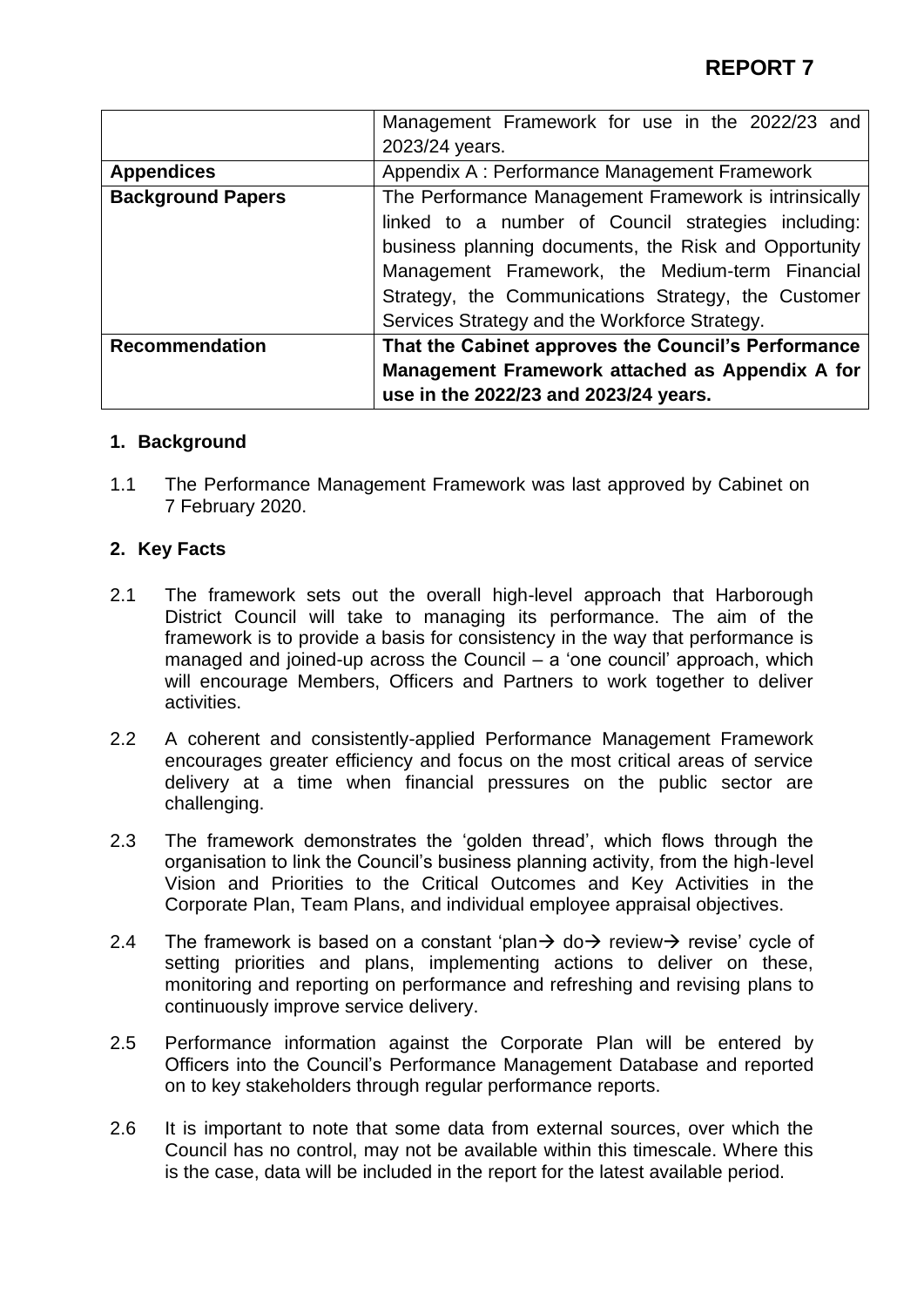# REPORT 7

| | |
|---|---|
| | Management Framework for use in the 2022/23 and 2023/24 years. |
| **Appendices** | Appendix A : Performance Management Framework |
| **Background Papers** | The Performance Management Framework is intrinsically linked to a number of Council strategies including: business planning documents, the Risk and Opportunity Management Framework, the Medium-term Financial Strategy, the Communications Strategy, the Customer Services Strategy and the Workforce Strategy. |
| **Recommendation** | **That the Cabinet approves the Council's Performance Management Framework attached as Appendix A for use in the 2022/23 and 2023/24 years.** |

## 1. Background

1.1 The Performance Management Framework was last approved by Cabinet on 7 February 2020.

## 2. Key Facts

2.1 The framework sets out the overall high-level approach that Harborough District Council will take to managing its performance. The aim of the framework is to provide a basis for consistency in the way that performance is managed and joined-up across the Council – a 'one council' approach, which will encourage Members, Officers and Partners to work together to deliver activities.

2.2 A coherent and consistently-applied Performance Management Framework encourages greater efficiency and focus on the most critical areas of service delivery at a time when financial pressures on the public sector are challenging.

2.3 The framework demonstrates the 'golden thread', which flows through the organisation to link the Council's business planning activity, from the high-level Vision and Priorities to the Critical Outcomes and Key Activities in the Corporate Plan, Team Plans, and individual employee appraisal objectives.

2.4 The framework is based on a constant 'plan→ do→ review→ revise' cycle of setting priorities and plans, implementing actions to deliver on these, monitoring and reporting on performance and refreshing and revising plans to continuously improve service delivery.

2.5 Performance information against the Corporate Plan will be entered by Officers into the Council's Performance Management Database and reported on to key stakeholders through regular performance reports.

2.6 It is important to note that some data from external sources, over which the Council has no control, may not be available within this timescale. Where this is the case, data will be included in the report for the latest available period.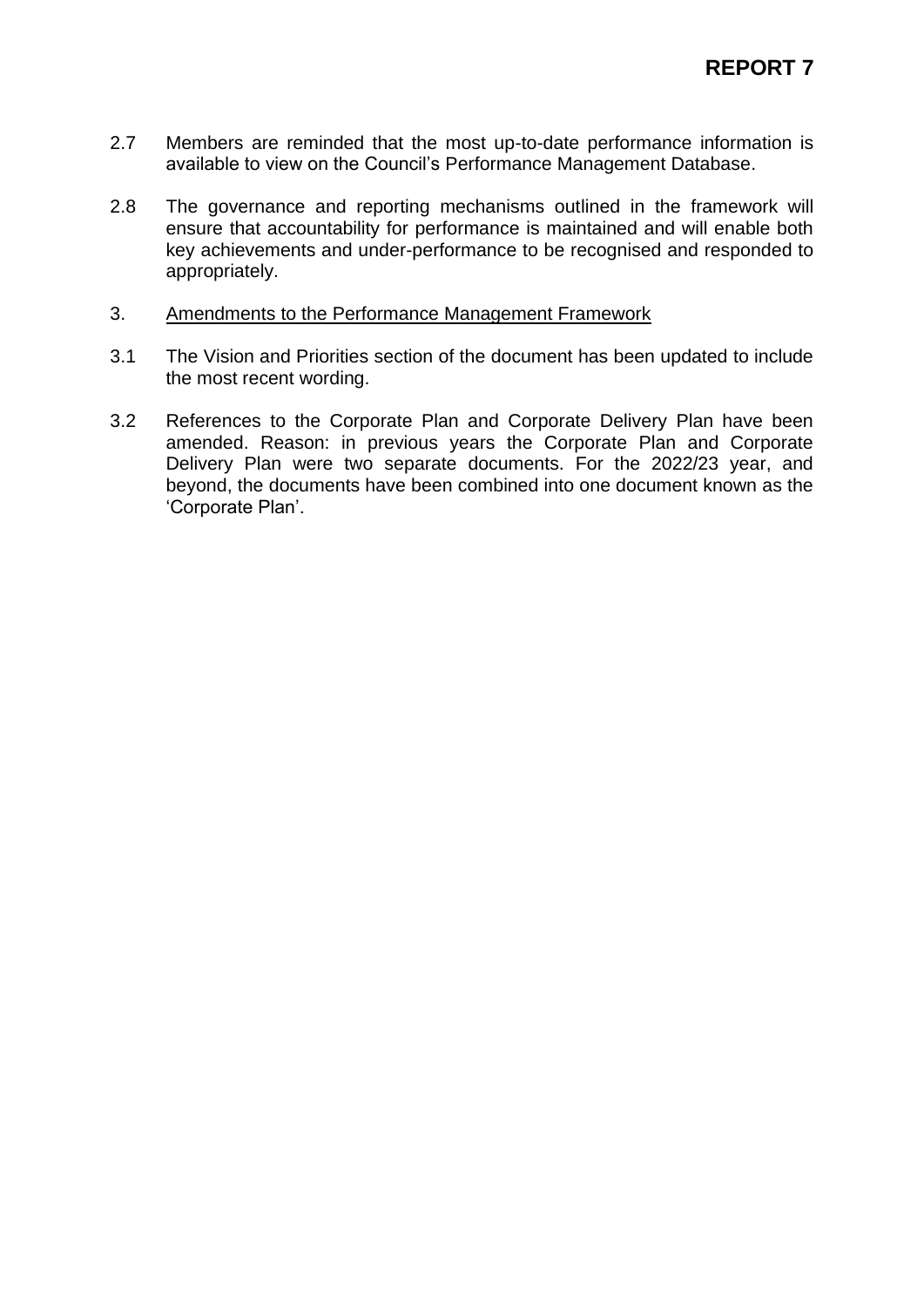2.7 Members are reminded that the most up-to-date performance information is available to view on the Council's Performance Management Database.

2.8 The governance and reporting mechanisms outlined in the framework will ensure that accountability for performance is maintained and will enable both key achievements and under-performance to be recognised and responded to appropriately.

3. Amendments to the Performance Management Framework

3.1 The Vision and Priorities section of the document has been updated to include the most recent wording.

3.2 References to the Corporate Plan and Corporate Delivery Plan have been amended. Reason: in previous years the Corporate Plan and Corporate Delivery Plan were two separate documents. For the 2022/23 year, and beyond, the documents have been combined into one document known as the 'Corporate Plan'.